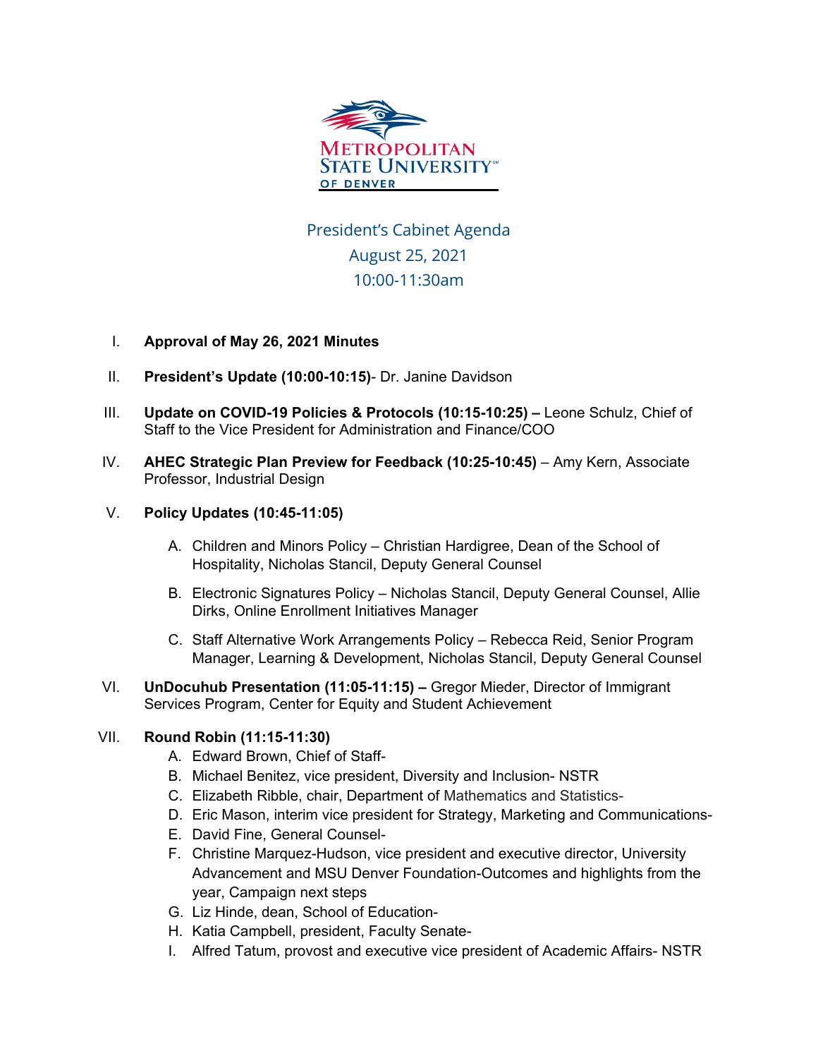Metropolitan State University of Denver

President's Cabinet Agenda
August 25, 2021
10:00-11:30am

I. **Approval of May 26, 2021 Minutes**

II. **President's Update (10:00-10:15)**- Dr. Janine Davidson

III. **Update on COVID-19 Policies & Protocols (10:15-10:25) –** Leone Schulz, Chief of Staff to the Vice President for Administration and Finance/COO

IV. **AHEC Strategic Plan Preview for Feedback (10:25-10:45)** – Amy Kern, Associate Professor, Industrial Design

V. **Policy Updates (10:45-11:05)**

   A. Children and Minors Policy – Christian Hardigree, Dean of the School of Hospitality, Nicholas Stancil, Deputy General Counsel

   B. Electronic Signatures Policy – Nicholas Stancil, Deputy General Counsel, Allie Dirks, Online Enrollment Initiatives Manager

   C. Staff Alternative Work Arrangements Policy – Rebecca Reid, Senior Program Manager, Learning & Development, Nicholas Stancil, Deputy General Counsel

VI. **UnDocuhub Presentation (11:05-11:15) –** Gregor Mieder, Director of Immigrant Services Program, Center for Equity and Student Achievement

VII. **Round Robin (11:15-11:30)**

   A. Edward Brown, Chief of Staff-
   B. Michael Benitez, vice president, Diversity and Inclusion- NSTR
   C. Elizabeth Ribble, chair, Department of Mathematics and Statistics-
   D. Eric Mason, interim vice president for Strategy, Marketing and Communications-
   E. David Fine, General Counsel-
   F. Christine Marquez-Hudson, vice president and executive director, University Advancement and MSU Denver Foundation-Outcomes and highlights from the year, Campaign next steps
   G. Liz Hinde, dean, School of Education-
   H. Katia Campbell, president, Faculty Senate-
   I. Alfred Tatum, provost and executive vice president of Academic Affairs- NSTR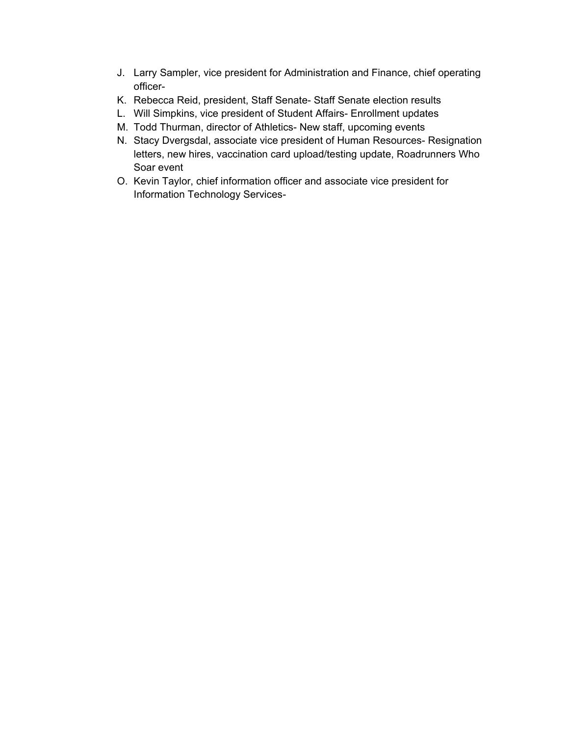J. Larry Sampler, vice president for Administration and Finance, chief operating officer-
K. Rebecca Reid, president, Staff Senate- Staff Senate election results
L. Will Simpkins, vice president of Student Affairs- Enrollment updates
M. Todd Thurman, director of Athletics- New staff, upcoming events
N. Stacy Dvergsdal, associate vice president of Human Resources- Resignation letters, new hires, vaccination card upload/testing update, Roadrunners Who Soar event
O. Kevin Taylor, chief information officer and associate vice president for Information Technology Services-